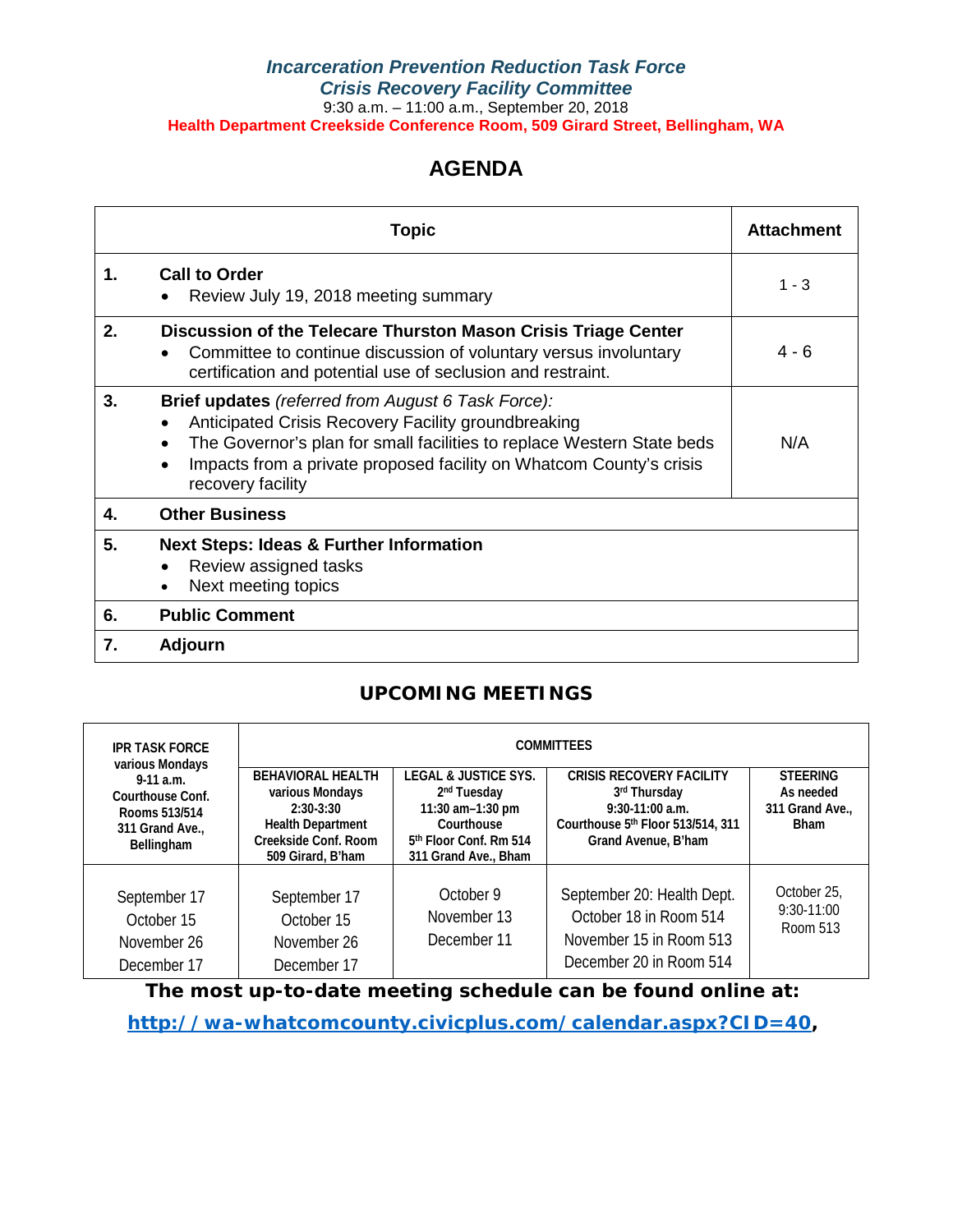***Incarceration Prevention Reduction Task Force***
***Crisis Recovery Facility Committee***
9:30 a.m. – 11:00 a.m., September 20, 2018
**Health Department Creekside Conference Room, 509 Girard Street, Bellingham, WA**

# AGENDA

| | Topic | Attachment |
|---|---|---|
| **1.** | **Call to Order**<br>• Review July 19, 2018 meeting summary | 1 - 3 |
| **2.** | **Discussion of the Telecare Thurston Mason Crisis Triage Center**<br>• Committee to continue discussion of voluntary versus involuntary certification and potential use of seclusion and restraint. | 4 - 6 |
| **3.** | **Brief updates** *(referred from August 6 Task Force):*<br>• Anticipated Crisis Recovery Facility groundbreaking<br>• The Governor's plan for small facilities to replace Western State beds<br>• Impacts from a private proposed facility on Whatcom County's crisis recovery facility | N/A |
| **4.** | **Other Business** | |
| **5.** | **Next Steps: Ideas & Further Information**<br>• Review assigned tasks<br>• Next meeting topics | |
| **6.** | **Public Comment** | |
| **7.** | **Adjourn** | |

## UPCOMING MEETINGS

| IPR TASK FORCE | COMMITTEES | | | |
|---|---|---|---|---|
| **various Mondays 9-11 a.m. Courthouse Conf. Rooms 513/514 311 Grand Ave., Bellingham** | **BEHAVIORAL HEALTH** various Mondays 2:30-3:30 Health Department Creekside Conf. Room 509 Girard, B'ham | **LEGAL & JUSTICE SYS.** 2nd Tuesday 11:30 am–1:30 pm Courthouse 5th Floor Conf. Rm 514 311 Grand Ave., Bham | **CRISIS RECOVERY FACILITY** 3rd Thursday 9:30-11:00 a.m. Courthouse 5th Floor 513/514, 311 Grand Avenue, B'ham | **STEERING** As needed 311 Grand Ave., Bham |
| September 17<br>October 15<br>November 26<br>December 17 | September 17<br>October 15<br>November 26<br>December 17 | October 9<br>November 13<br>December 11 | September 20: Health Dept.<br>October 18 in Room 514<br>November 15 in Room 513<br>December 20 in Room 514 | October 25, 9:30-11:00 Room 513 |

**The most up-to-date meeting schedule can be found online at:**
**http://wa-whatcomcounty.civicplus.com/calendar.aspx?CID=40,**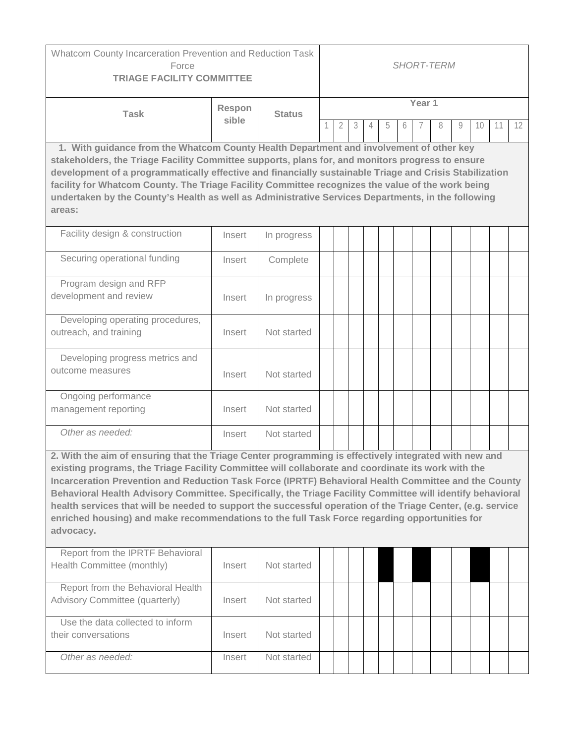| Whatcom County Incarceration Prevention and Reduction Task Force **TRIAGE FACILITY COMMITTEE** | | | *SHORT-TERM* | | | | | | | | | | | |
|---|---|---|---|---|---|---|---|---|---|---|---|---|---|---|
| **Task** | **Responsible** | **Status** | **Year 1** | | | | | | | | | | | |
| | | | 1 | 2 | 3 | 4 | 5 | 6 | 7 | 8 | 9 | 10 | 11 | 12 |
| **1. With guidance from the Whatcom County Health Department and involvement of other key stakeholders, the Triage Facility Committee supports, plans for, and monitors progress to ensure development of a programmatically effective and financially sustainable Triage and Crisis Stabilization facility for Whatcom County. The Triage Facility Committee recognizes the value of the work being undertaken by the County's Health as well as Administrative Services Departments, in the following areas:** | | | | | | | | | | | | | | |
| Facility design & construction | Insert | In progress | | | | | | | | | | | | |
| Securing operational funding | Insert | Complete | | | | | | | | | | | | |
| Program design and RFP development and review | Insert | In progress | | | | | | | | | | | | |
| Developing operating procedures, outreach, and training | Insert | Not started | | | | | | | | | | | | |
| Developing progress metrics and outcome measures | Insert | Not started | | | | | | | | | | | | |
| Ongoing performance management reporting | Insert | Not started | | | | | | | | | | | | |
| *Other as needed:* | Insert | Not started | | | | | | | | | | | | |
| **2. With the aim of ensuring that the Triage Center programming is effectively integrated with new and existing programs, the Triage Facility Committee will collaborate and coordinate its work with the Incarceration Prevention and Reduction Task Force (IPRTF) Behavioral Health Committee and the County Behavioral Health Advisory Committee. Specifically, the Triage Facility Committee will identify behavioral health services that will be needed to support the successful operation of the Triage Center, (e.g. service enriched housing) and make recommendations to the full Task Force regarding opportunities for advocacy.** | | | | | | | | | | | | | | |
| Report from the IPRTF Behavioral Health Committee (monthly) | Insert | Not started | | | | | ■ | | ■ | | | ■ | | |
| Report from the Behavioral Health Advisory Committee (quarterly) | Insert | Not started | | | | | | | | | | | | |
| Use the data collected to inform their conversations | Insert | Not started | | | | | | | | | | | | |
| *Other as needed:* | Insert | Not started | | | | | | | | | | | | |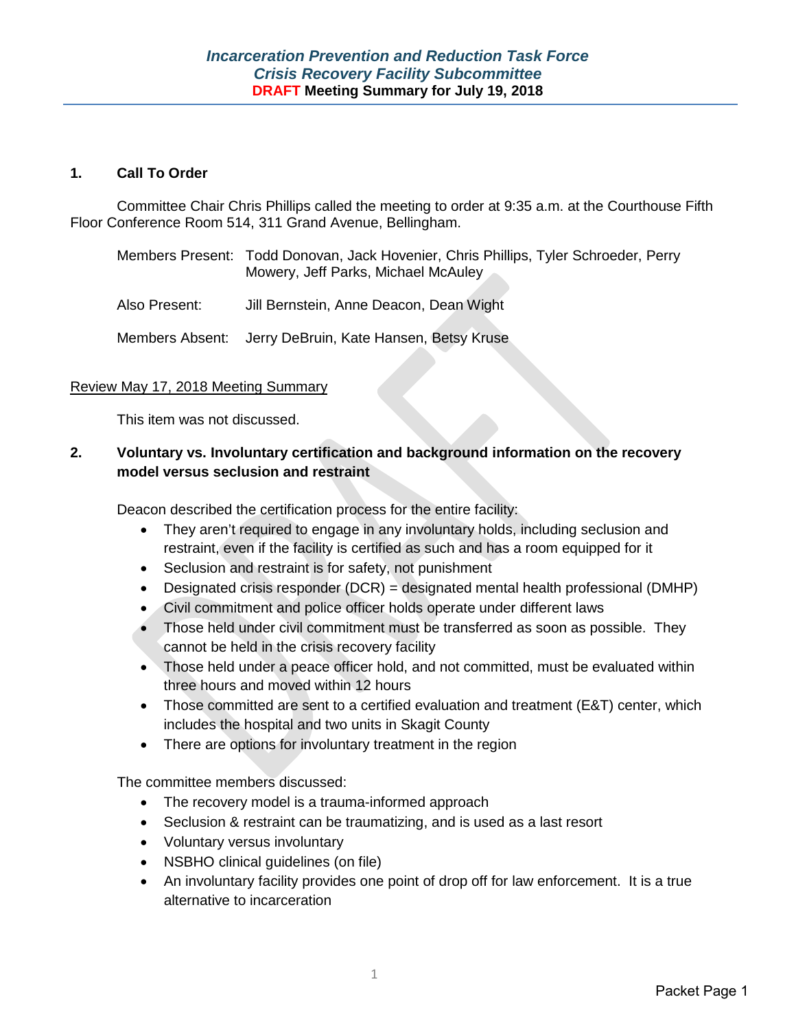# *Incarceration Prevention and Reduction Task Force*
## *Crisis Recovery Facility Subcommittee*
### DRAFT Meeting Summary for July 19, 2018

**1. Call To Order**

Committee Chair Chris Phillips called the meeting to order at 9:35 a.m. at the Courthouse Fifth Floor Conference Room 514, 311 Grand Avenue, Bellingham.

| | |
|---|---|
| Members Present: | Todd Donovan, Jack Hovenier, Chris Phillips, Tyler Schroeder, Perry Mowery, Jeff Parks, Michael McAuley |
| Also Present: | Jill Bernstein, Anne Deacon, Dean Wight |
| Members Absent: | Jerry DeBruin, Kate Hansen, Betsy Kruse |

<u>Review May 17, 2018 Meeting Summary</u>

This item was not discussed.

**2. Voluntary vs. Involuntary certification and background information on the recovery model versus seclusion and restraint**

Deacon described the certification process for the entire facility:

- They aren't required to engage in any involuntary holds, including seclusion and restraint, even if the facility is certified as such and has a room equipped for it
- Seclusion and restraint is for safety, not punishment
- Designated crisis responder (DCR) = designated mental health professional (DMHP)
- Civil commitment and police officer holds operate under different laws
- Those held under civil commitment must be transferred as soon as possible. They cannot be held in the crisis recovery facility
- Those held under a peace officer hold, and not committed, must be evaluated within three hours and moved within 12 hours
- Those committed are sent to a certified evaluation and treatment (E&T) center, which includes the hospital and two units in Skagit County
- There are options for involuntary treatment in the region

The committee members discussed:

- The recovery model is a trauma-informed approach
- Seclusion & restraint can be traumatizing, and is used as a last resort
- Voluntary versus involuntary
- NSBHO clinical guidelines (on file)
- An involuntary facility provides one point of drop off for law enforcement. It is a true alternative to incarceration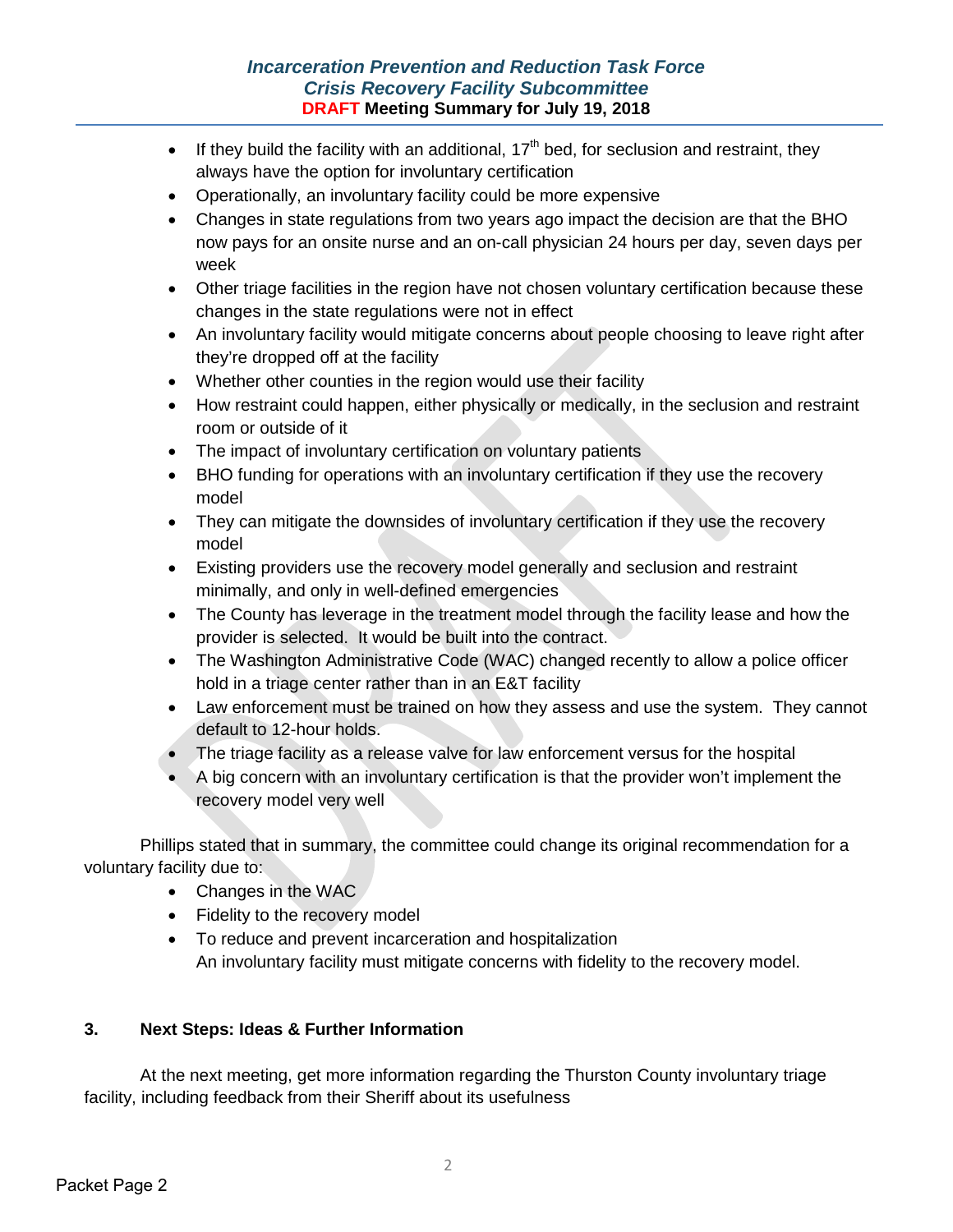- If they build the facility with an additional, 17th bed, for seclusion and restraint, they always have the option for involuntary certification
- Operationally, an involuntary facility could be more expensive
- Changes in state regulations from two years ago impact the decision are that the BHO now pays for an onsite nurse and an on-call physician 24 hours per day, seven days per week
- Other triage facilities in the region have not chosen voluntary certification because these changes in the state regulations were not in effect
- An involuntary facility would mitigate concerns about people choosing to leave right after they're dropped off at the facility
- Whether other counties in the region would use their facility
- How restraint could happen, either physically or medically, in the seclusion and restraint room or outside of it
- The impact of involuntary certification on voluntary patients
- BHO funding for operations with an involuntary certification if they use the recovery model
- They can mitigate the downsides of involuntary certification if they use the recovery model
- Existing providers use the recovery model generally and seclusion and restraint minimally, and only in well-defined emergencies
- The County has leverage in the treatment model through the facility lease and how the provider is selected. It would be built into the contract.
- The Washington Administrative Code (WAC) changed recently to allow a police officer hold in a triage center rather than in an E&T facility
- Law enforcement must be trained on how they assess and use the system. They cannot default to 12-hour holds.
- The triage facility as a release valve for law enforcement versus for the hospital
- A big concern with an involuntary certification is that the provider won't implement the recovery model very well

Phillips stated that in summary, the committee could change its original recommendation for a voluntary facility due to:

- Changes in the WAC
- Fidelity to the recovery model
- To reduce and prevent incarceration and hospitalization
  An involuntary facility must mitigate concerns with fidelity to the recovery model.

### 3. Next Steps: Ideas & Further Information

At the next meeting, get more information regarding the Thurston County involuntary triage facility, including feedback from their Sheriff about its usefulness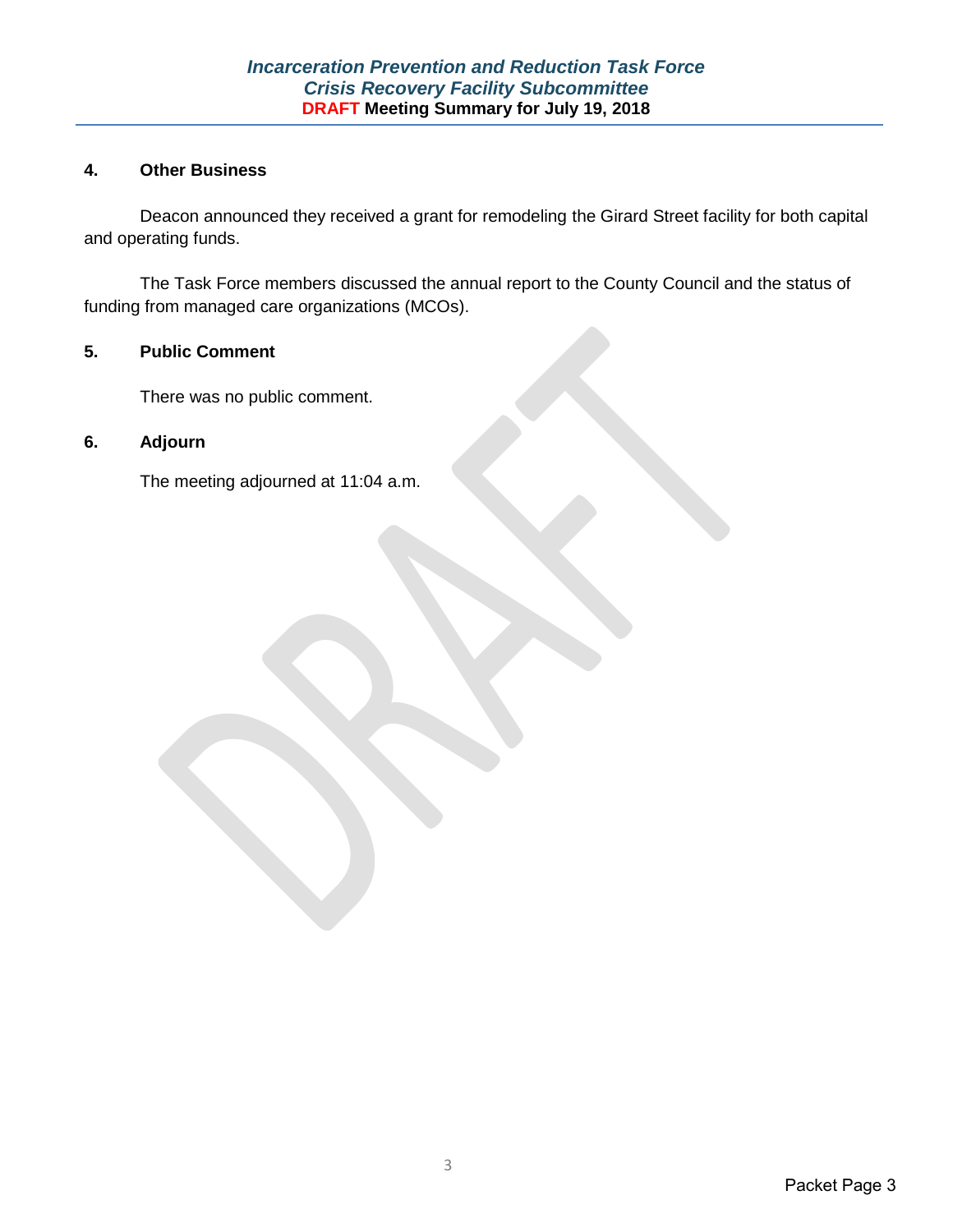## 4. Other Business

Deacon announced they received a grant for remodeling the Girard Street facility for both capital and operating funds.

The Task Force members discussed the annual report to the County Council and the status of funding from managed care organizations (MCOs).

## 5. Public Comment

There was no public comment.

## 6. Adjourn

The meeting adjourned at 11:04 a.m.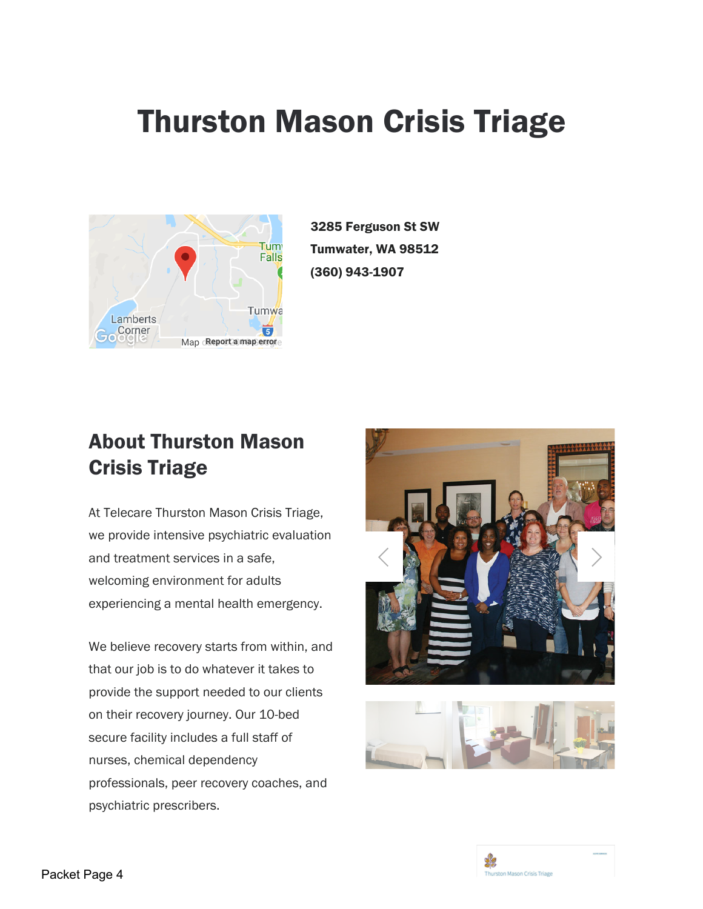# Thurston Mason Crisis Triage

**3285 Ferguson St SW**
**Tumwater, WA 98512**
**(360) 943-1907**

## About Thurston Mason Crisis Triage

At Telecare Thurston Mason Crisis Triage, we provide intensive psychiatric evaluation and treatment services in a safe, welcoming environment for adults experiencing a mental health emergency.

We believe recovery starts from within, and that our job is to do whatever it takes to provide the support needed to our clients on their recovery journey. Our 10-bed secure facility includes a full staff of nurses, chemical dependency professionals, peer recovery coaches, and psychiatric prescribers.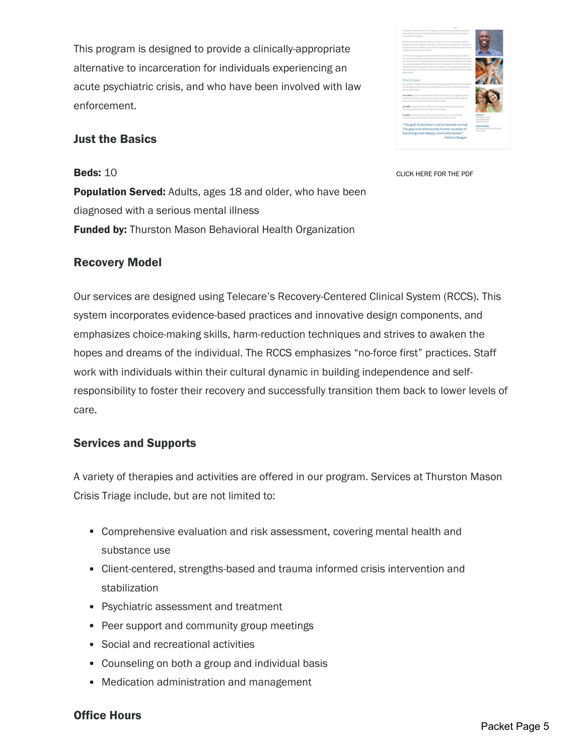This program is designed to provide a clinically-appropriate alternative to incarceration for individuals experiencing an acute psychiatric crisis, and who have been involved with law enforcement.

CLICK HERE FOR THE PDF

### Just the Basics

**Beds:** 10
**Population Served:** Adults, ages 18 and older, who have been diagnosed with a serious mental illness
**Funded by:** Thurston Mason Behavioral Health Organization

### Recovery Model

Our services are designed using Telecare's Recovery-Centered Clinical System (RCCS). This system incorporates evidence-based practices and innovative design components, and emphasizes choice-making skills, harm-reduction techniques and strives to awaken the hopes and dreams of the individual. The RCCS emphasizes "no-force first" practices. Staff work with individuals within their cultural dynamic in building independence and self-responsibility to foster their recovery and successfully transition them back to lower levels of care.

### Services and Supports

A variety of therapies and activities are offered in our program. Services at Thurston Mason Crisis Triage include, but are not limited to:

- Comprehensive evaluation and risk assessment, covering mental health and substance use
- Client-centered, strengths-based and trauma informed crisis intervention and stabilization
- Psychiatric assessment and treatment
- Peer support and community group meetings
- Social and recreational activities
- Counseling on both a group and individual basis
- Medication administration and management

### Office Hours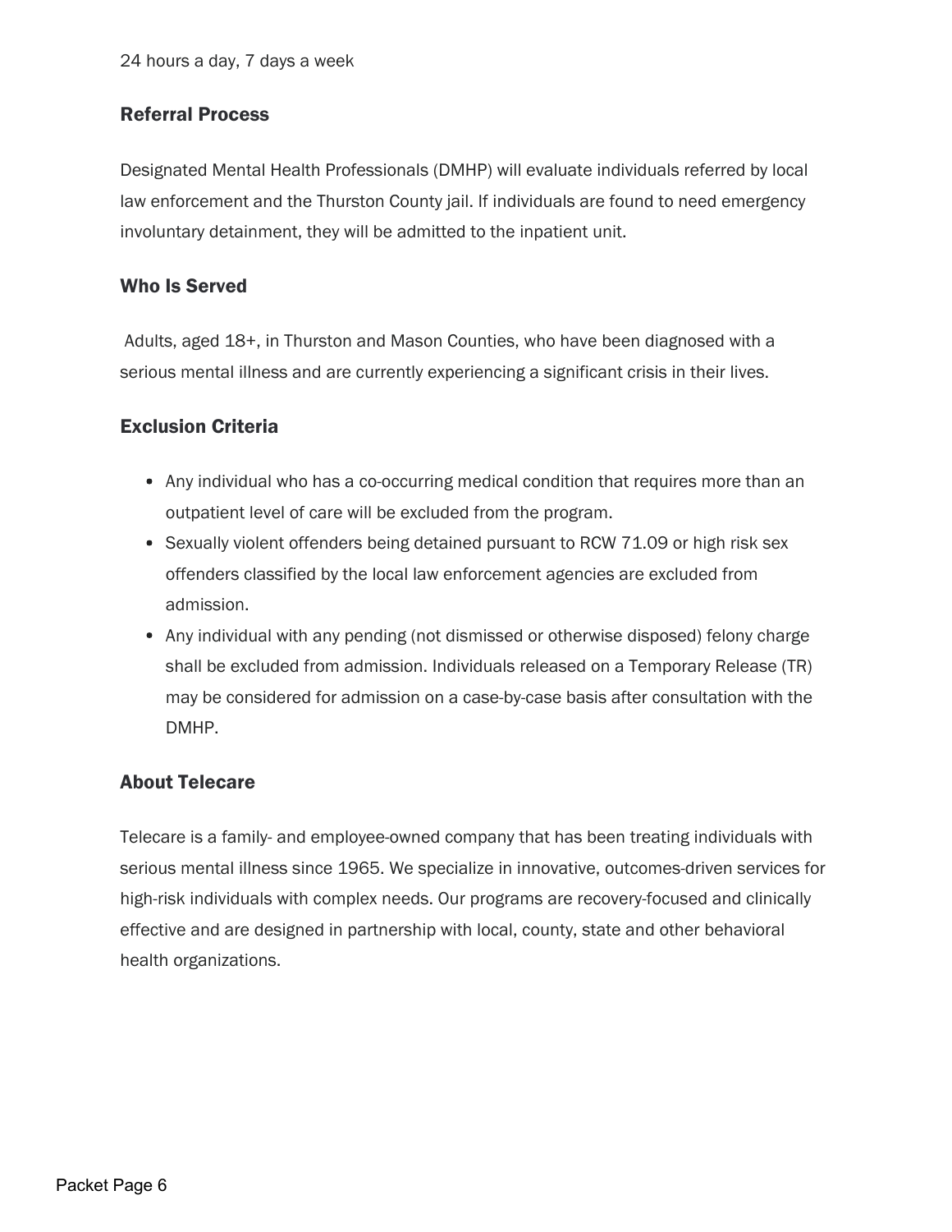24 hours a day, 7 days a week

### Referral Process

Designated Mental Health Professionals (DMHP) will evaluate individuals referred by local law enforcement and the Thurston County jail. If individuals are found to need emergency involuntary detainment, they will be admitted to the inpatient unit.

### Who Is Served

Adults, aged 18+, in Thurston and Mason Counties, who have been diagnosed with a serious mental illness and are currently experiencing a significant crisis in their lives.

### Exclusion Criteria

- Any individual who has a co-occurring medical condition that requires more than an outpatient level of care will be excluded from the program.
- Sexually violent offenders being detained pursuant to RCW 71.09 or high risk sex offenders classified by the local law enforcement agencies are excluded from admission.
- Any individual with any pending (not dismissed or otherwise disposed) felony charge shall be excluded from admission. Individuals released on a Temporary Release (TR) may be considered for admission on a case-by-case basis after consultation with the DMHP.

### About Telecare

Telecare is a family- and employee-owned company that has been treating individuals with serious mental illness since 1965. We specialize in innovative, outcomes-driven services for high-risk individuals with complex needs. Our programs are recovery-focused and clinically effective and are designed in partnership with local, county, state and other behavioral health organizations.